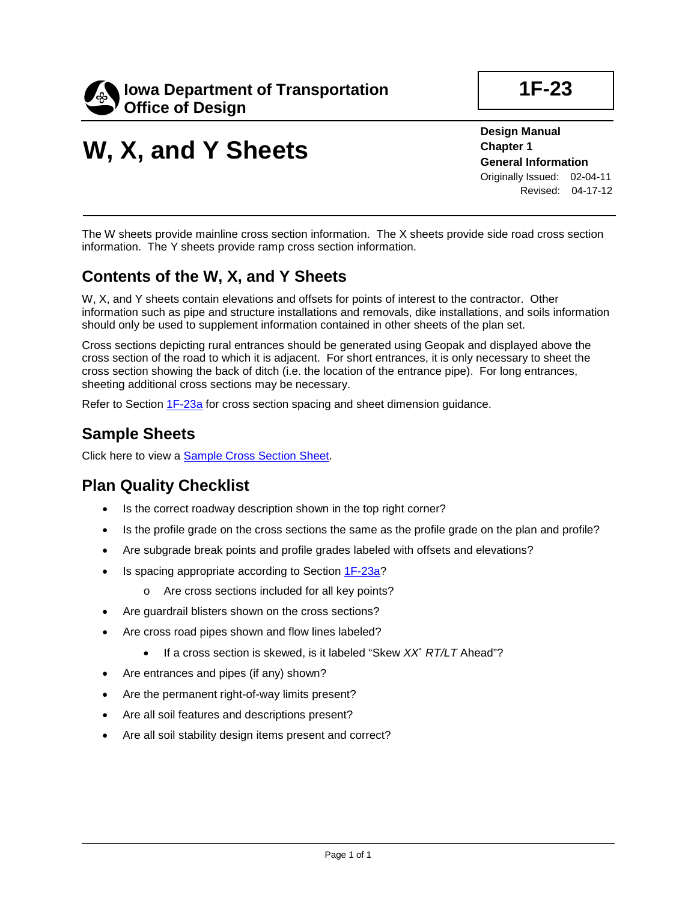**Iowa Department of Transportation**
**Office of Design**

**1F-23**

# W, X, and Y Sheets

**Design Manual**
**Chapter 1**
**General Information**
Originally Issued: 02-04-11
Revised: 04-17-12

The W sheets provide mainline cross section information. The X sheets provide side road cross section information. The Y sheets provide ramp cross section information.

## Contents of the W, X, and Y Sheets

W, X, and Y sheets contain elevations and offsets for points of interest to the contractor. Other information such as pipe and structure installations and removals, dike installations, and soils information should only be used to supplement information contained in other sheets of the plan set.

Cross sections depicting rural entrances should be generated using Geopak and displayed above the cross section of the road to which it is adjacent. For short entrances, it is only necessary to sheet the cross section showing the back of ditch (i.e. the location of the entrance pipe). For long entrances, sheeting additional cross sections may be necessary.

Refer to Section 1F-23a for cross section spacing and sheet dimension guidance.

## Sample Sheets

Click here to view a Sample Cross Section Sheet.

## Plan Quality Checklist

- Is the correct roadway description shown in the top right corner?
- Is the profile grade on the cross sections the same as the profile grade on the plan and profile?
- Are subgrade break points and profile grades labeled with offsets and elevations?
- Is spacing appropriate according to Section 1F-23a?
  - Are cross sections included for all key points?
- Are guardrail blisters shown on the cross sections?
- Are cross road pipes shown and flow lines labeled?
  - If a cross section is skewed, is it labeled "Skew *XX*° *RT/LT* Ahead"?
- Are entrances and pipes (if any) shown?
- Are the permanent right-of-way limits present?
- Are all soil features and descriptions present?
- Are all soil stability design items present and correct?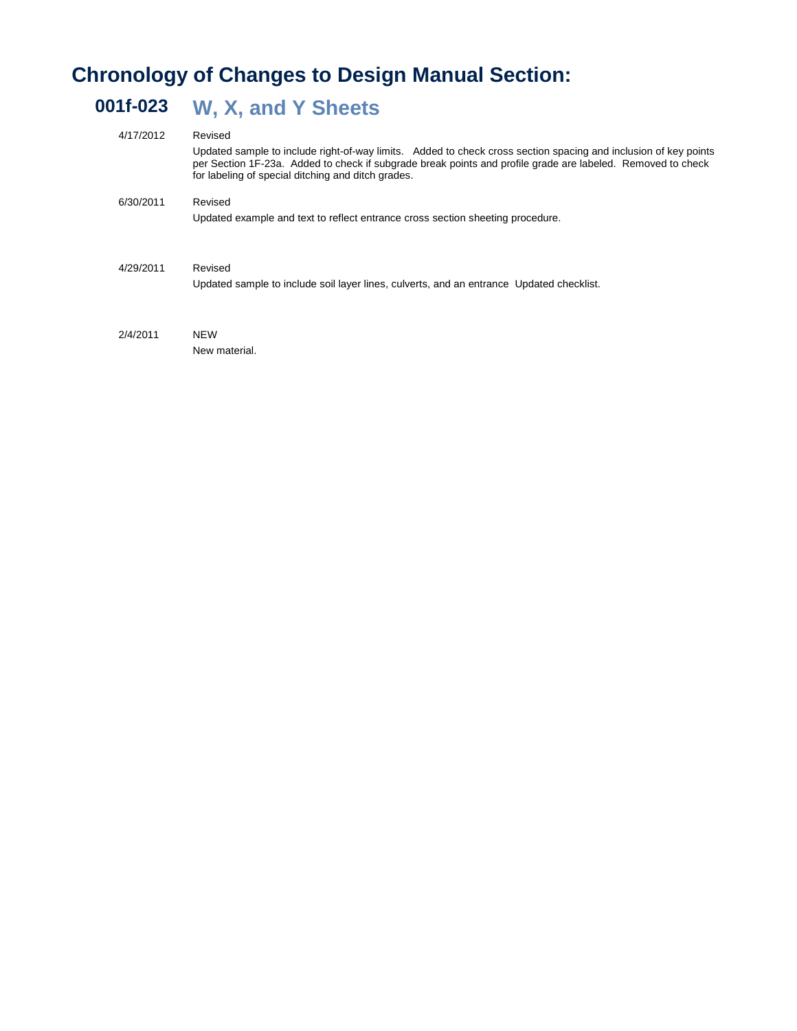# Chronology of Changes to Design Manual Section:

## 001f-023 W, X, and Y Sheets

4/17/2012 Revised

Updated sample to include right-of-way limits. Added to check cross section spacing and inclusion of key points per Section 1F-23a. Added to check if subgrade break points and profile grade are labeled. Removed to check for labeling of special ditching and ditch grades.

6/30/2011 Revised

Updated example and text to reflect entrance cross section sheeting procedure.

4/29/2011 Revised

Updated sample to include soil layer lines, culverts, and an entrance Updated checklist.

2/4/2011 NEW

New material.